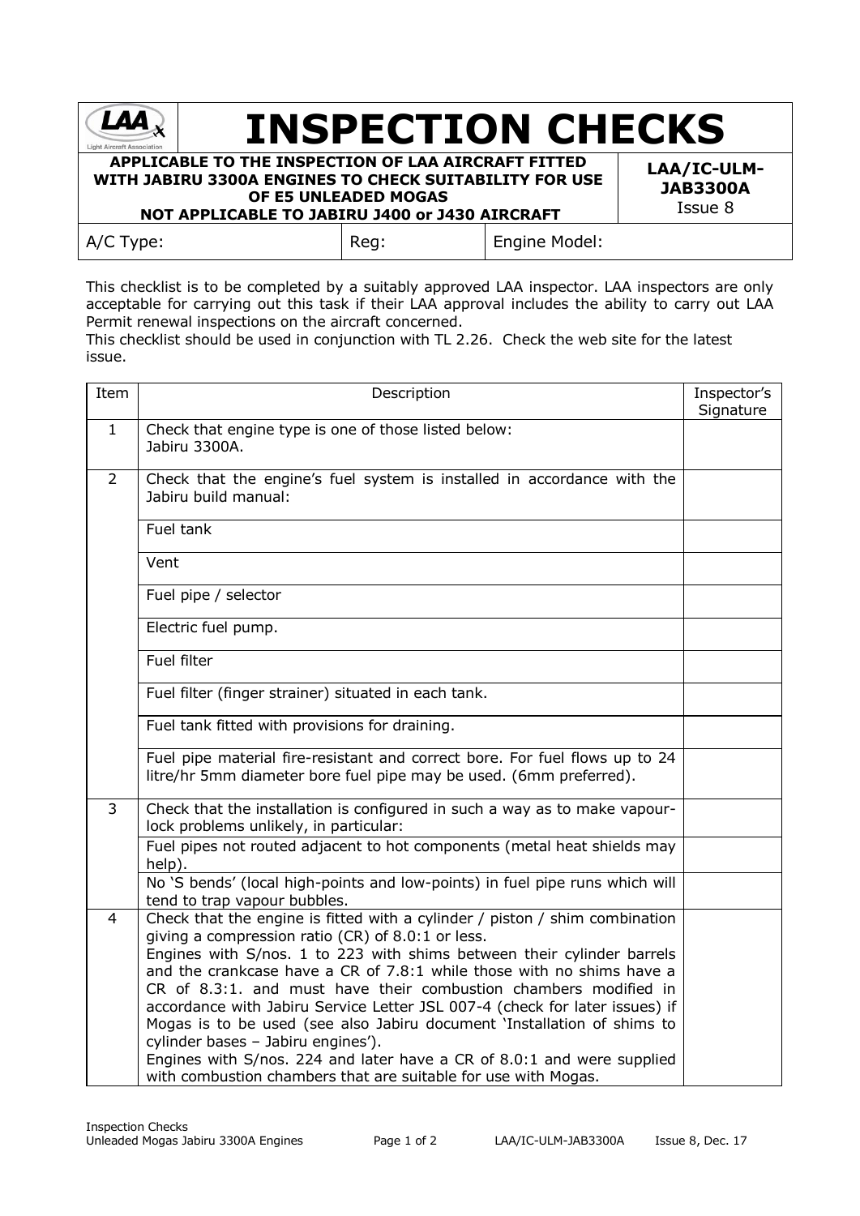# INSPECTION CHECKS

**APPLICABLE TO THE INSPECTION OF LAA AIRCRAFT FITTED WITH JABIRU 3300A ENGINES TO CHECK SUITABILITY FOR USE OF E5 UNLEADED MOGAS**
**NOT APPLICABLE TO JABIRU J400 or J430 AIRCRAFT**

**LAA/IC-ULM-JAB3300A**
Issue 8

| A/C Type: | Reg: | Engine Model: |
|---|---|---|

This checklist is to be completed by a suitably approved LAA inspector. LAA inspectors are only acceptable for carrying out this task if their LAA approval includes the ability to carry out LAA Permit renewal inspections on the aircraft concerned.
This checklist should be used in conjunction with TL 2.26. Check the web site for the latest issue.

| Item | Description | Inspector's Signature |
|---|---|---|
| 1 | Check that engine type is one of those listed below:<br>Jabiru 3300A. | |
| 2 | Check that the engine's fuel system is installed in accordance with the Jabiru build manual: | |
| | Fuel tank | |
| | Vent | |
| | Fuel pipe / selector | |
| | Electric fuel pump. | |
| | Fuel filter | |
| | Fuel filter (finger strainer) situated in each tank. | |
| | Fuel tank fitted with provisions for draining. | |
| | Fuel pipe material fire-resistant and correct bore. For fuel flows up to 24 litre/hr 5mm diameter bore fuel pipe may be used. (6mm preferred). | |
| 3 | Check that the installation is configured in such a way as to make vapour-lock problems unlikely, in particular: | |
| | Fuel pipes not routed adjacent to hot components (metal heat shields may help). | |
| | No 'S bends' (local high-points and low-points) in fuel pipe runs which will tend to trap vapour bubbles. | |
| 4 | Check that the engine is fitted with a cylinder / piston / shim combination giving a compression ratio (CR) of 8.0:1 or less.<br>Engines with S/nos. 1 to 223 with shims between their cylinder barrels and the crankcase have a CR of 7.8:1 while those with no shims have a CR of 8.3:1. and must have their combustion chambers modified in accordance with Jabiru Service Letter JSL 007-4 (check for later issues) if Mogas is to be used (see also Jabiru document 'Installation of shims to cylinder bases – Jabiru engines').<br>Engines with S/nos. 224 and later have a CR of 8.0:1 and were supplied with combustion chambers that are suitable for use with Mogas. | |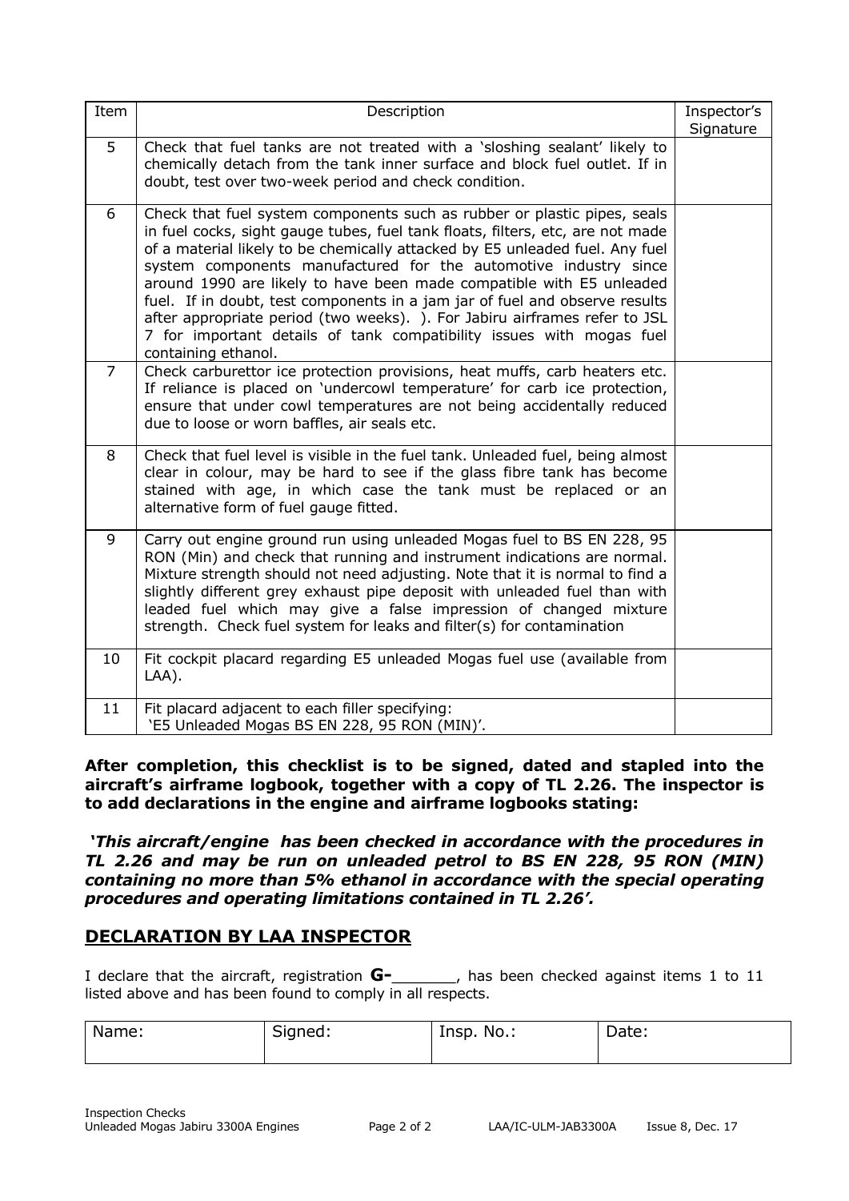| Item | Description | Inspector's Signature |
|---|---|---|
| 5 | Check that fuel tanks are not treated with a 'sloshing sealant' likely to chemically detach from the tank inner surface and block fuel outlet. If in doubt, test over two-week period and check condition. | |
| 6 | Check that fuel system components such as rubber or plastic pipes, seals in fuel cocks, sight gauge tubes, fuel tank floats, filters, etc, are not made of a material likely to be chemically attacked by E5 unleaded fuel. Any fuel system components manufactured for the automotive industry since around 1990 are likely to have been made compatible with E5 unleaded fuel. If in doubt, test components in a jam jar of fuel and observe results after appropriate period (two weeks). ). For Jabiru airframes refer to JSL 7 for important details of tank compatibility issues with mogas fuel containing ethanol. | |
| 7 | Check carburettor ice protection provisions, heat muffs, carb heaters etc. If reliance is placed on 'undercowl temperature' for carb ice protection, ensure that under cowl temperatures are not being accidentally reduced due to loose or worn baffles, air seals etc. | |
| 8 | Check that fuel level is visible in the fuel tank. Unleaded fuel, being almost clear in colour, may be hard to see if the glass fibre tank has become stained with age, in which case the tank must be replaced or an alternative form of fuel gauge fitted. | |
| 9 | Carry out engine ground run using unleaded Mogas fuel to BS EN 228, 95 RON (Min) and check that running and instrument indications are normal. Mixture strength should not need adjusting. Note that it is normal to find a slightly different grey exhaust pipe deposit with unleaded fuel than with leaded fuel which may give a false impression of changed mixture strength. Check fuel system for leaks and filter(s) for contamination | |
| 10 | Fit cockpit placard regarding E5 unleaded Mogas fuel use (available from LAA). | |
| 11 | Fit placard adjacent to each filler specifying: 'E5 Unleaded Mogas BS EN 228, 95 RON (MIN)'. | |

**After completion, this checklist is to be signed, dated and stapled into the aircraft's airframe logbook, together with a copy of TL 2.26. The inspector is to add declarations in the engine and airframe logbooks stating:**

***'This aircraft/engine has been checked in accordance with the procedures in TL 2.26 and may be run on unleaded petrol to BS EN 228, 95 RON (MIN) containing no more than 5% ethanol in accordance with the special operating procedures and operating limitations contained in TL 2.26'.***

## DECLARATION BY LAA INSPECTOR

I declare that the aircraft, registration **G-**_______, has been checked against items 1 to 11 listed above and has been found to comply in all respects.

| Name: | Signed: | Insp. No.: | Date: |
|---|---|---|---|
| | | | |